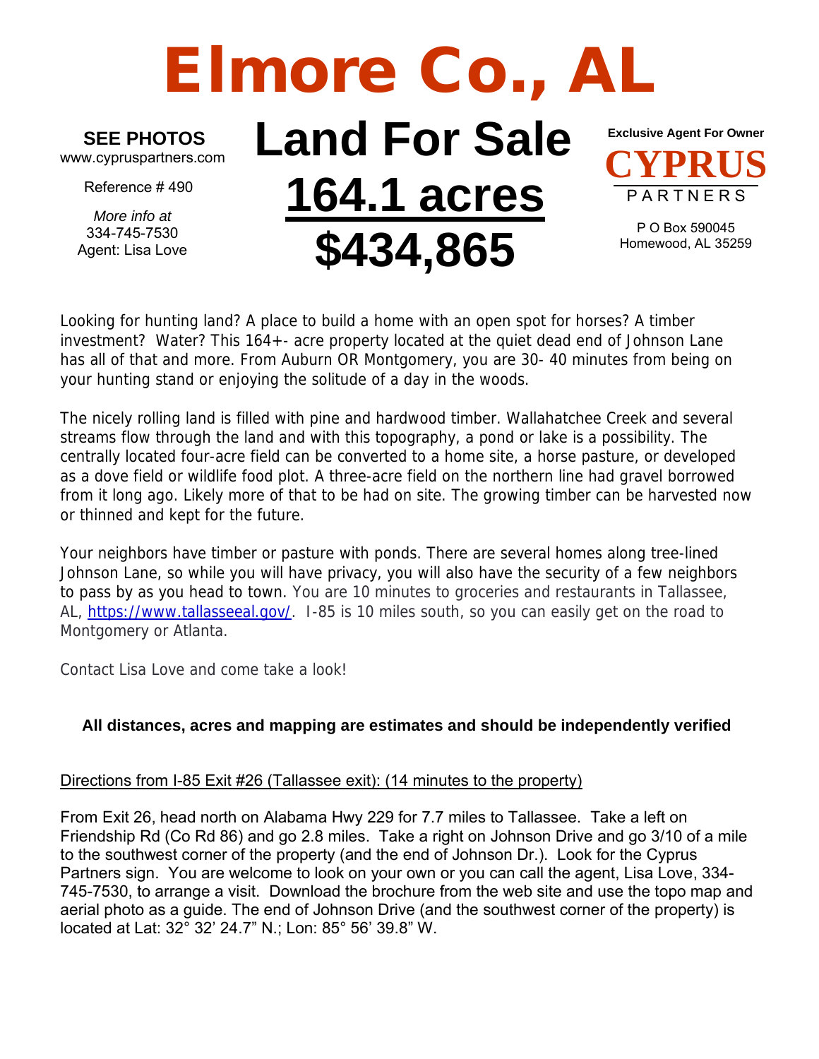# Elmore Co., AL

**SEE PHOTOS**
www.cypruspartners.com

Reference # 490

*More info at*
334-745-7530
Agent: Lisa Love

# Land For Sale
# <u>164.1 acres</u>
# $434,865

**Exclusive Agent For Owner**

**CYPRUS**
PARTNERS

P O Box 590045
Homewood, AL 35259

Looking for hunting land? A place to build a home with an open spot for horses? A timber investment? Water? This 164+- acre property located at the quiet dead end of Johnson Lane has all of that and more. From Auburn OR Montgomery, you are 30- 40 minutes from being on your hunting stand or enjoying the solitude of a day in the woods.

The nicely rolling land is filled with pine and hardwood timber. Wallahatchee Creek and several streams flow through the land and with this topography, a pond or lake is a possibility. The centrally located four-acre field can be converted to a home site, a horse pasture, or developed as a dove field or wildlife food plot. A three-acre field on the northern line had gravel borrowed from it long ago. Likely more of that to be had on site. The growing timber can be harvested now or thinned and kept for the future.

Your neighbors have timber or pasture with ponds. There are several homes along tree-lined Johnson Lane, so while you will have privacy, you will also have the security of a few neighbors to pass by as you head to town. You are 10 minutes to groceries and restaurants in Tallassee, AL, https://www.tallasseeal.gov/. I-85 is 10 miles south, so you can easily get on the road to Montgomery or Atlanta.

Contact Lisa Love and come take a look!

**All distances, acres and mapping are estimates and should be independently verified**

<u>Directions from I-85 Exit #26 (Tallassee exit): (14 minutes to the property)</u>

From Exit 26, head north on Alabama Hwy 229 for 7.7 miles to Tallassee. Take a left on Friendship Rd (Co Rd 86) and go 2.8 miles. Take a right on Johnson Drive and go 3/10 of a mile to the southwest corner of the property (and the end of Johnson Dr.). Look for the Cyprus Partners sign. You are welcome to look on your own or you can call the agent, Lisa Love, 334-745-7530, to arrange a visit. Download the brochure from the web site and use the topo map and aerial photo as a guide. The end of Johnson Drive (and the southwest corner of the property) is located at Lat: 32° 32' 24.7" N.; Lon: 85° 56' 39.8" W.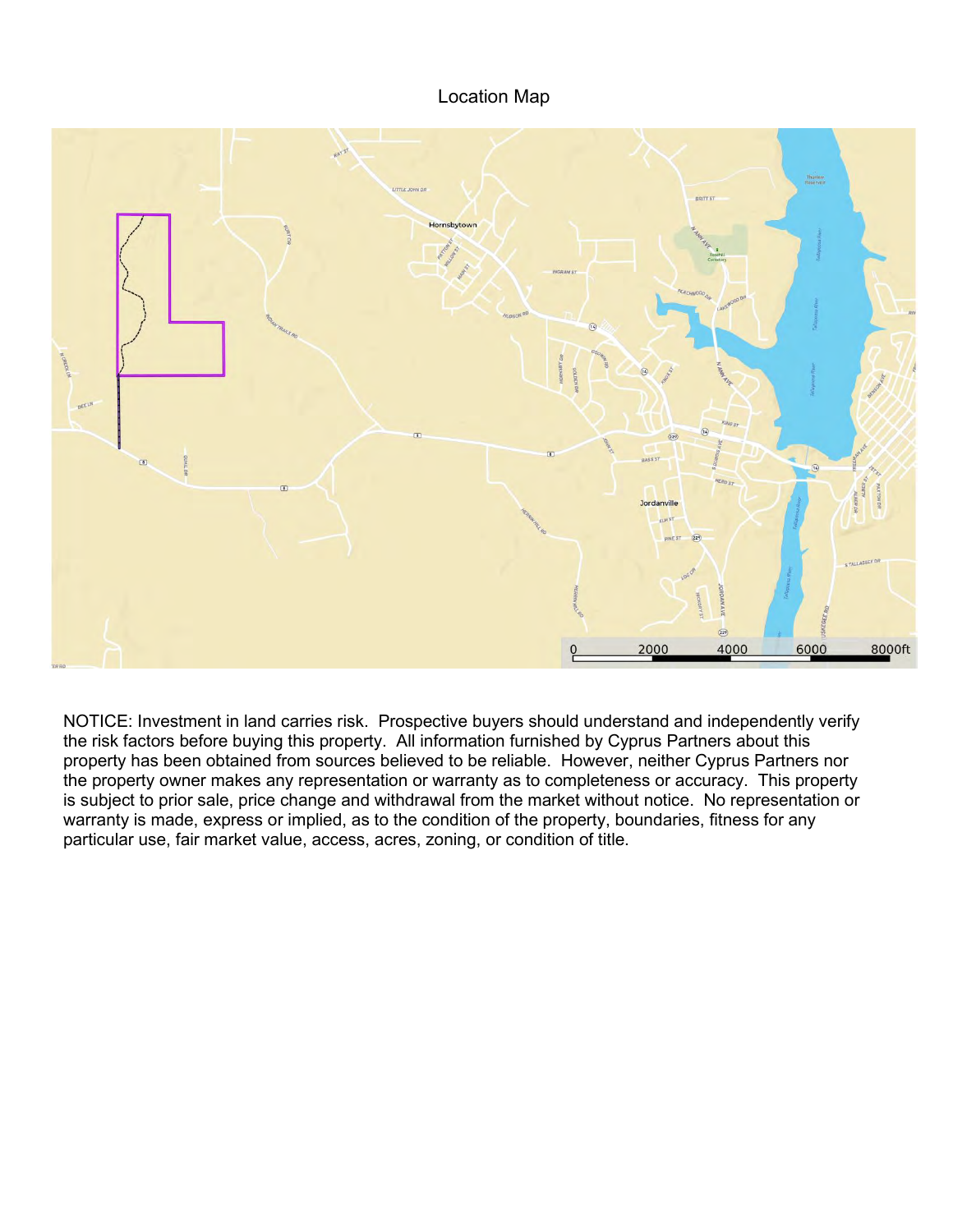# Location Map

NOTICE: Investment in land carries risk. Prospective buyers should understand and independently verify the risk factors before buying this property. All information furnished by Cyprus Partners about this property has been obtained from sources believed to be reliable. However, neither Cyprus Partners nor the property owner makes any representation or warranty as to completeness or accuracy. This property is subject to prior sale, price change and withdrawal from the market without notice. No representation or warranty is made, express or implied, as to the condition of the property, boundaries, fitness for any particular use, fair market value, access, acres, zoning, or condition of title.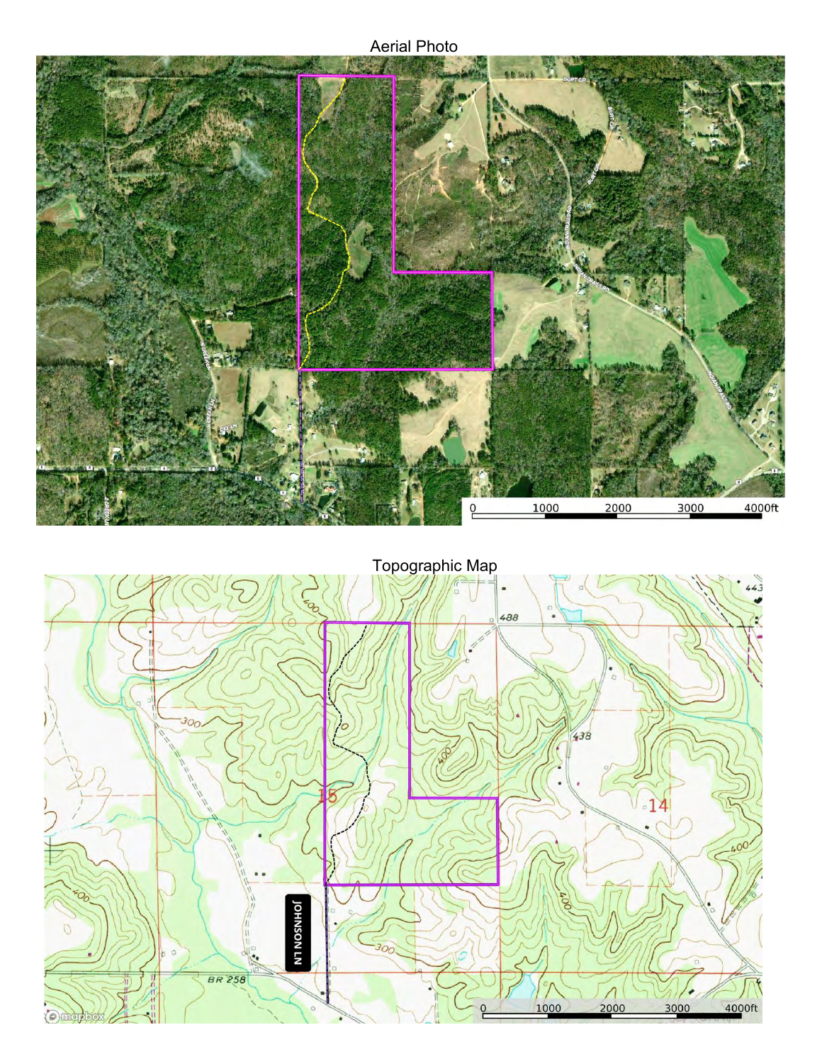Aerial Photo

BURT CIR

BURT CIR

BURT CIR

INDIAN TRAILS RD

INDIAN TRAILS RD

INDIAN TRAILS RD

N CREEK LN

DEE LN

0 1000 2000 3000 4000ft

Topographic Map

400

488

443

300

400

438

400

15

14

400

400

300

400

BR 258

JOHNSON LN

0 1000 2000 3000 4000ft

mapbox